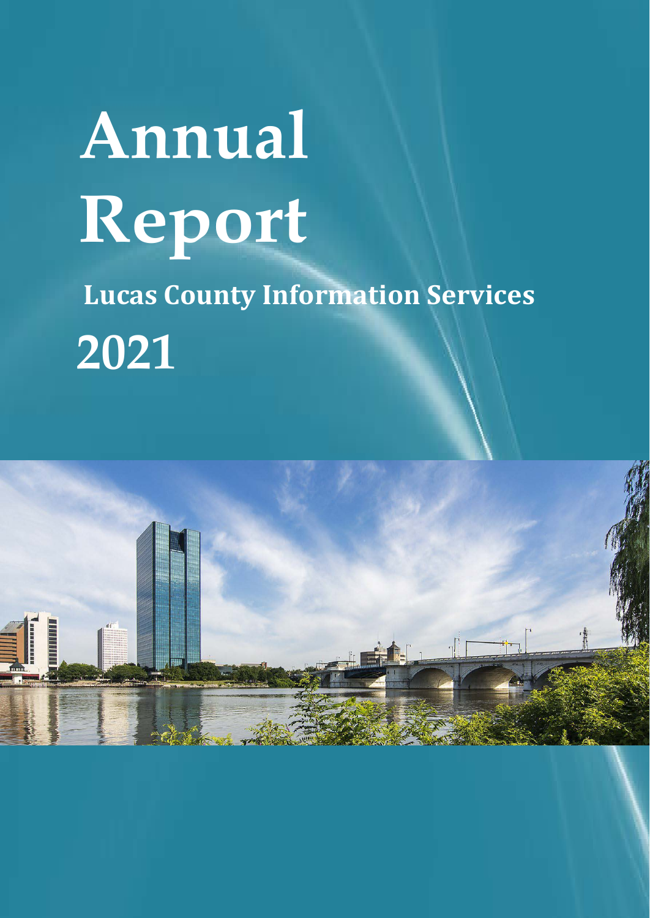# Annual Report

## Lucas County Information Services

## 2021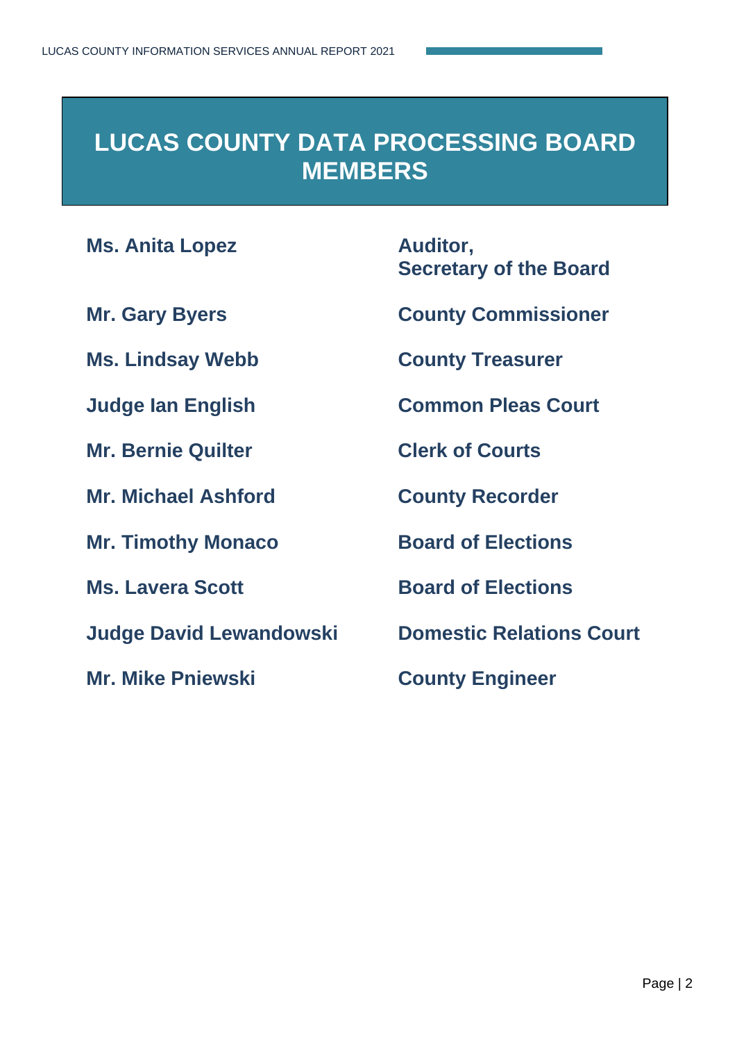# LUCAS COUNTY DATA PROCESSING BOARD MEMBERS

| | |
|---|---|
| **Ms. Anita Lopez** | **Auditor, Secretary of the Board** |
| **Mr. Gary Byers** | **County Commissioner** |
| **Ms. Lindsay Webb** | **County Treasurer** |
| **Judge Ian English** | **Common Pleas Court** |
| **Mr. Bernie Quilter** | **Clerk of Courts** |
| **Mr. Michael Ashford** | **County Recorder** |
| **Mr. Timothy Monaco** | **Board of Elections** |
| **Ms. Lavera Scott** | **Board of Elections** |
| **Judge David Lewandowski** | **Domestic Relations Court** |
| **Mr. Mike Pniewski** | **County Engineer** |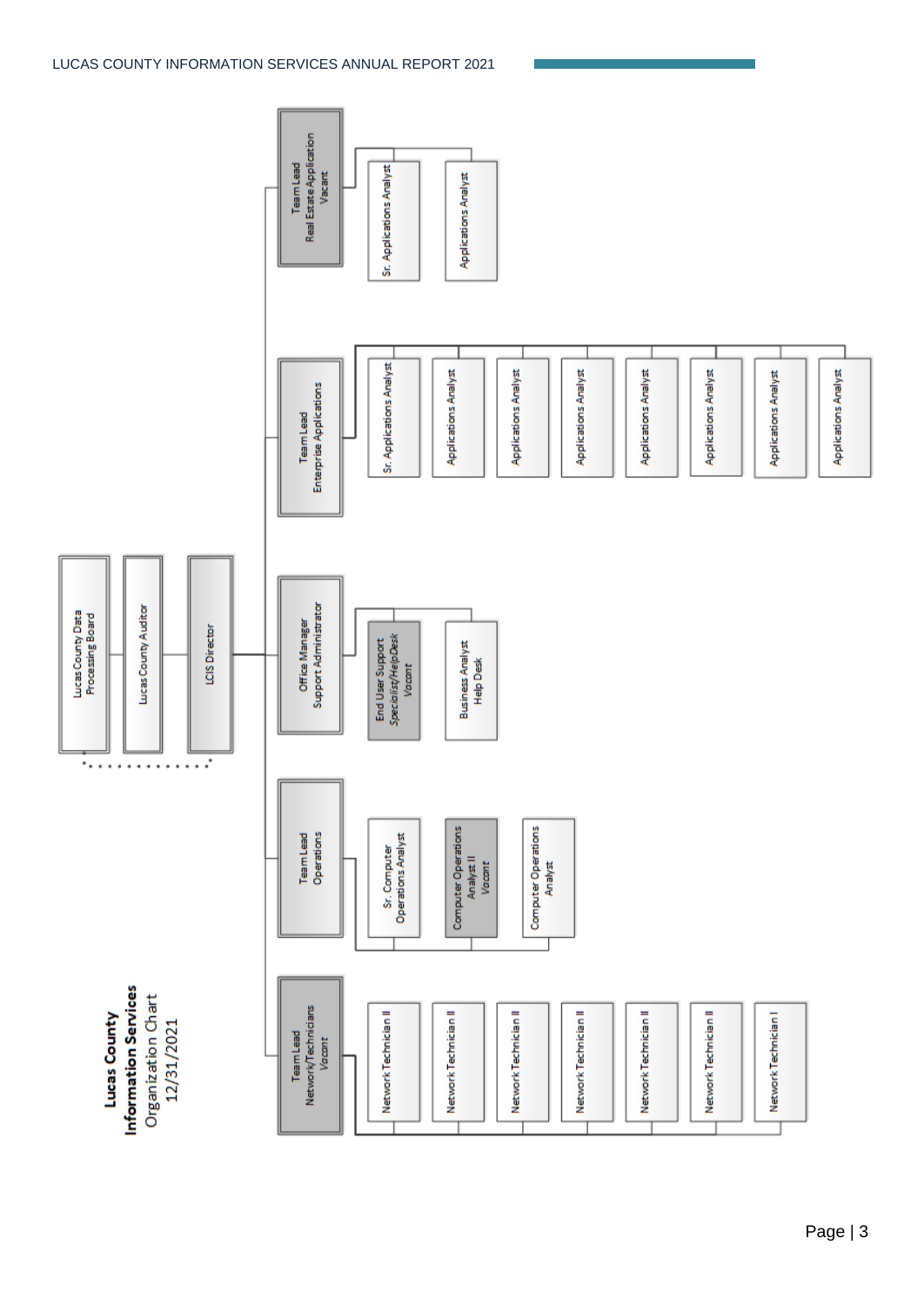# Lucas County Information Services Organization Chart 12/31/2021

- Lucas County Data Processing Board
- Lucas County Auditor
- LCIS Director
  - Team Lead Real Estate Application *Vacant*
    - Sr. Applications Analyst
    - Applications Analyst
  - Team Lead Enterprise Applications
    - Sr. Applications Analyst
    - Applications Analyst
    - Applications Analyst
    - Applications Analyst
    - Applications Analyst
    - Applications Analyst
    - Applications Analyst
    - Applications Analyst
  - Office Manager Support Administrator
    - End User Support Specialist/Help Desk *Vacant*
    - Business Analyst Help Desk
  - Team Lead Operations
    - Sr. Computer Operations Analyst
    - Computer Operations Analyst II *Vacant*
    - Computer Operations Analyst
  - Team Lead Network/Technicians *Vacant*
    - Network Technician II
    - Network Technician II
    - Network Technician II
    - Network Technician II
    - Network Technician II
    - Network Technician II
    - Network Technician I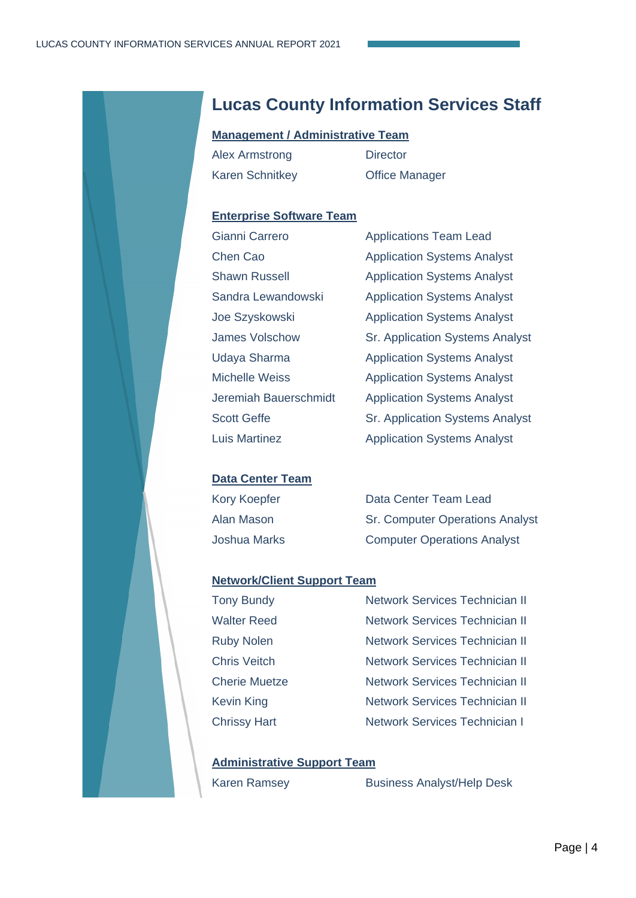# Lucas County Information Services Staff

## Management / Administrative Team

| | |
|---|---|
| Alex Armstrong | Director |
| Karen Schnitkey | Office Manager |

## Enterprise Software Team

| | |
|---|---|
| Gianni Carrero | Applications Team Lead |
| Chen Cao | Application Systems Analyst |
| Shawn Russell | Application Systems Analyst |
| Sandra Lewandowski | Application Systems Analyst |
| Joe Szyskowski | Application Systems Analyst |
| James Volschow | Sr. Application Systems Analyst |
| Udaya Sharma | Application Systems Analyst |
| Michelle Weiss | Application Systems Analyst |
| Jeremiah Bauerschmidt | Application Systems Analyst |
| Scott Geffe | Sr. Application Systems Analyst |
| Luis Martinez | Application Systems Analyst |

## Data Center Team

| | |
|---|---|
| Kory Koepfer | Data Center Team Lead |
| Alan Mason | Sr. Computer Operations Analyst |
| Joshua Marks | Computer Operations Analyst |

## Network/Client Support Team

| | |
|---|---|
| Tony Bundy | Network Services Technician II |
| Walter Reed | Network Services Technician II |
| Ruby Nolen | Network Services Technician II |
| Chris Veitch | Network Services Technician II |
| Cherie Muetze | Network Services Technician II |
| Kevin King | Network Services Technician II |
| Chrissy Hart | Network Services Technician I |

## Administrative Support Team

| | |
|---|---|
| Karen Ramsey | Business Analyst/Help Desk |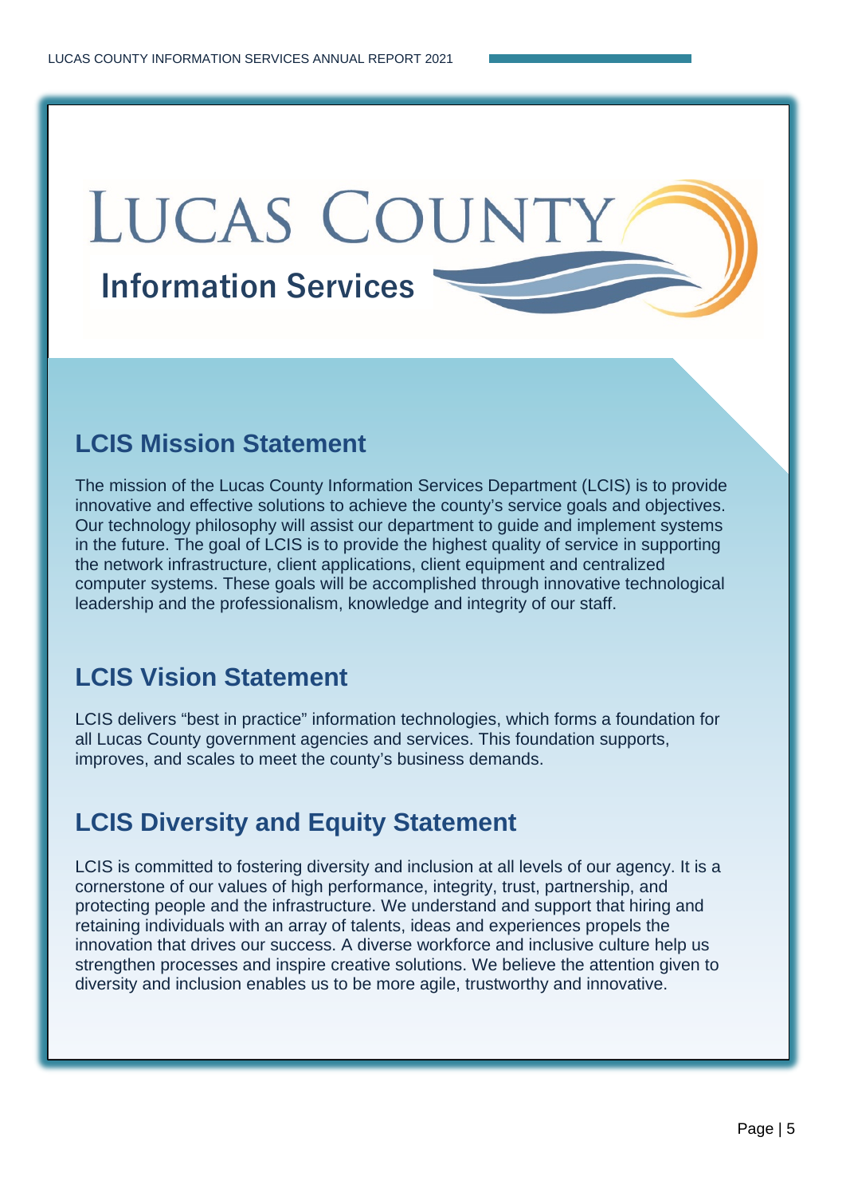# LUCAS COUNTY

**Information Services**

## LCIS Mission Statement

The mission of the Lucas County Information Services Department (LCIS) is to provide innovative and effective solutions to achieve the county's service goals and objectives. Our technology philosophy will assist our department to guide and implement systems in the future. The goal of LCIS is to provide the highest quality of service in supporting the network infrastructure, client applications, client equipment and centralized computer systems. These goals will be accomplished through innovative technological leadership and the professionalism, knowledge and integrity of our staff.

## LCIS Vision Statement

LCIS delivers "best in practice" information technologies, which forms a foundation for all Lucas County government agencies and services. This foundation supports, improves, and scales to meet the county's business demands.

## LCIS Diversity and Equity Statement

LCIS is committed to fostering diversity and inclusion at all levels of our agency. It is a cornerstone of our values of high performance, integrity, trust, partnership, and protecting people and the infrastructure. We understand and support that hiring and retaining individuals with an array of talents, ideas and experiences propels the innovation that drives our success. A diverse workforce and inclusive culture help us strengthen processes and inspire creative solutions. We believe the attention given to diversity and inclusion enables us to be more agile, trustworthy and innovative.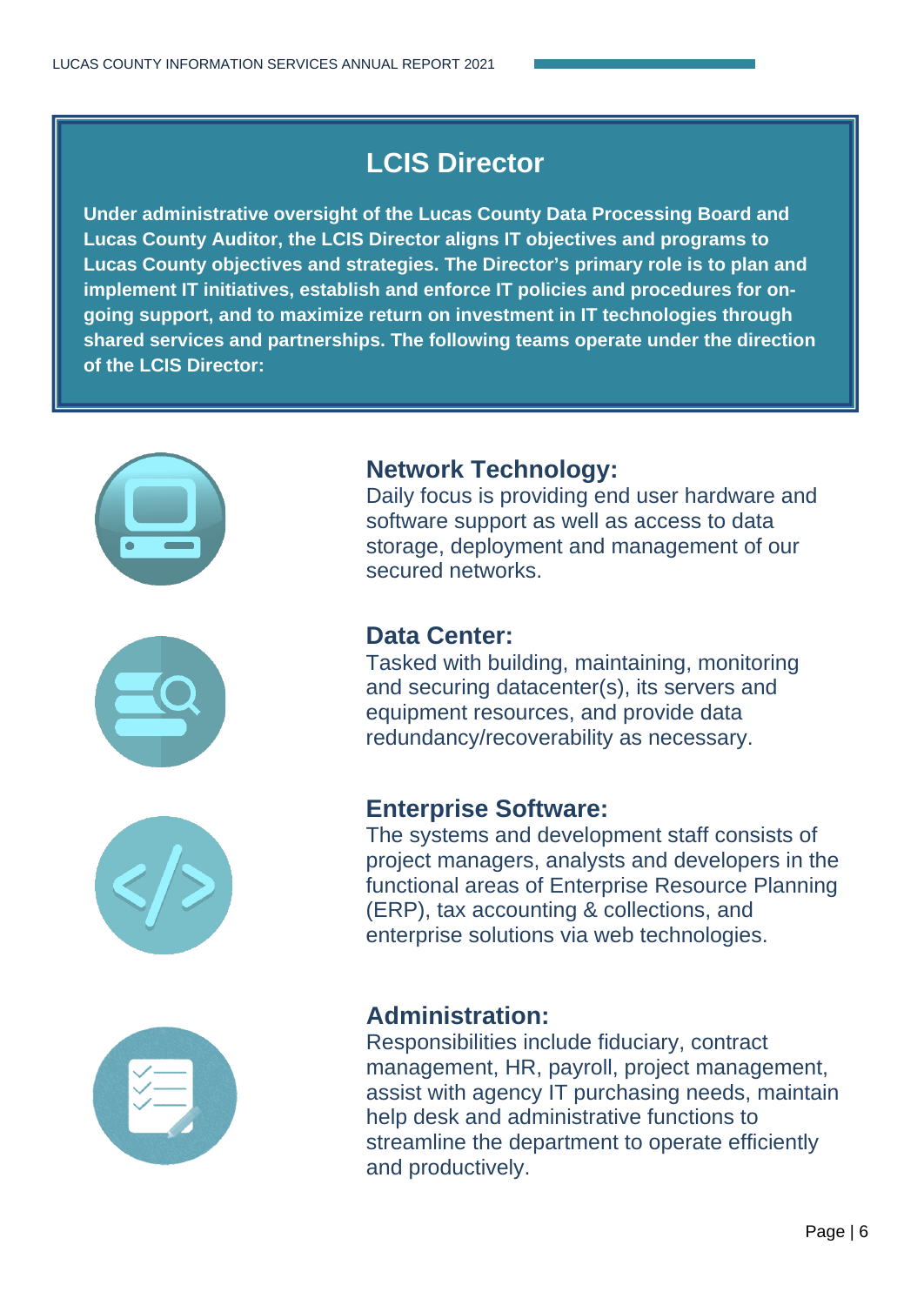# LCIS Director

**Under administrative oversight of the Lucas County Data Processing Board and Lucas County Auditor, the LCIS Director aligns IT objectives and programs to Lucas County objectives and strategies. The Director's primary role is to plan and implement IT initiatives, establish and enforce IT policies and procedures for on-going support, and to maximize return on investment in IT technologies through shared services and partnerships. The following teams operate under the direction of the LCIS Director:**

## Network Technology:

Daily focus is providing end user hardware and software support as well as access to data storage, deployment and management of our secured networks.

## Data Center:

Tasked with building, maintaining, monitoring and securing datacenter(s), its servers and equipment resources, and provide data redundancy/recoverability as necessary.

## Enterprise Software:

The systems and development staff consists of project managers, analysts and developers in the functional areas of Enterprise Resource Planning (ERP), tax accounting & collections, and enterprise solutions via web technologies.

## Administration:

Responsibilities include fiduciary, contract management, HR, payroll, project management, assist with agency IT purchasing needs, maintain help desk and administrative functions to streamline the department to operate efficiently and productively.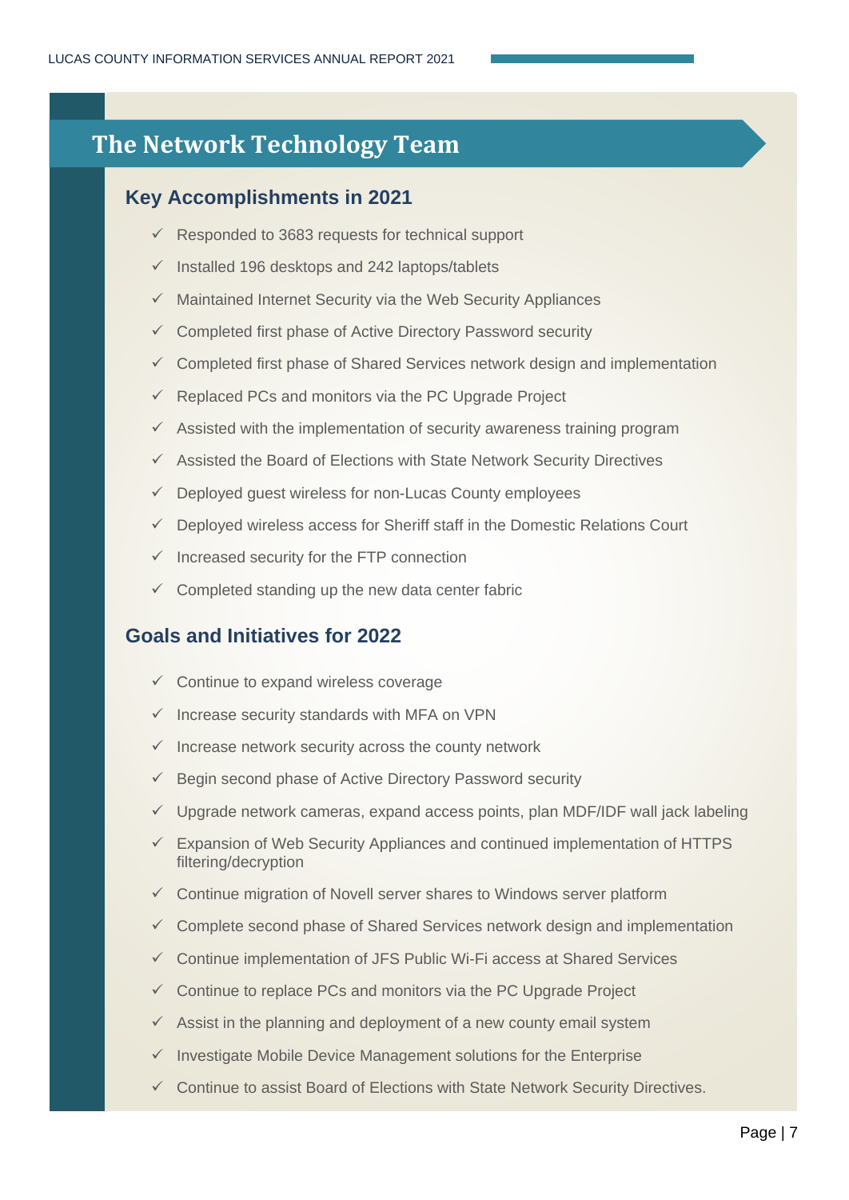# The Network Technology Team

## Key Accomplishments in 2021

- ✓ Responded to 3683 requests for technical support
- ✓ Installed 196 desktops and 242 laptops/tablets
- ✓ Maintained Internet Security via the Web Security Appliances
- ✓ Completed first phase of Active Directory Password security
- ✓ Completed first phase of Shared Services network design and implementation
- ✓ Replaced PCs and monitors via the PC Upgrade Project
- ✓ Assisted with the implementation of security awareness training program
- ✓ Assisted the Board of Elections with State Network Security Directives
- ✓ Deployed guest wireless for non-Lucas County employees
- ✓ Deployed wireless access for Sheriff staff in the Domestic Relations Court
- ✓ Increased security for the FTP connection
- ✓ Completed standing up the new data center fabric

## Goals and Initiatives for 2022

- ✓ Continue to expand wireless coverage
- ✓ Increase security standards with MFA on VPN
- ✓ Increase network security across the county network
- ✓ Begin second phase of Active Directory Password security
- ✓ Upgrade network cameras, expand access points, plan MDF/IDF wall jack labeling
- ✓ Expansion of Web Security Appliances and continued implementation of HTTPS filtering/decryption
- ✓ Continue migration of Novell server shares to Windows server platform
- ✓ Complete second phase of Shared Services network design and implementation
- ✓ Continue implementation of JFS Public Wi-Fi access at Shared Services
- ✓ Continue to replace PCs and monitors via the PC Upgrade Project
- ✓ Assist in the planning and deployment of a new county email system
- ✓ Investigate Mobile Device Management solutions for the Enterprise
- ✓ Continue to assist Board of Elections with State Network Security Directives.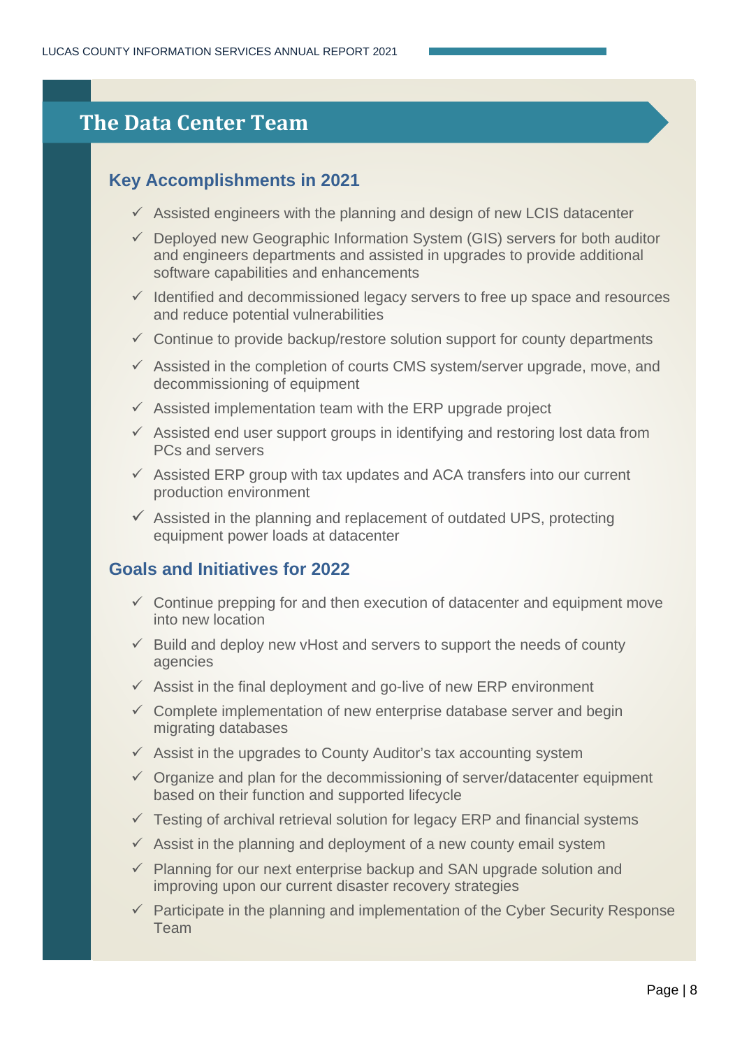# The Data Center Team

## Key Accomplishments in 2021

- ✓ Assisted engineers with the planning and design of new LCIS datacenter
- ✓ Deployed new Geographic Information System (GIS) servers for both auditor and engineers departments and assisted in upgrades to provide additional software capabilities and enhancements
- ✓ Identified and decommissioned legacy servers to free up space and resources and reduce potential vulnerabilities
- ✓ Continue to provide backup/restore solution support for county departments
- ✓ Assisted in the completion of courts CMS system/server upgrade, move, and decommissioning of equipment
- ✓ Assisted implementation team with the ERP upgrade project
- ✓ Assisted end user support groups in identifying and restoring lost data from PCs and servers
- ✓ Assisted ERP group with tax updates and ACA transfers into our current production environment
- ✓ Assisted in the planning and replacement of outdated UPS, protecting equipment power loads at datacenter

## Goals and Initiatives for 2022

- ✓ Continue prepping for and then execution of datacenter and equipment move into new location
- ✓ Build and deploy new vHost and servers to support the needs of county agencies
- ✓ Assist in the final deployment and go-live of new ERP environment
- ✓ Complete implementation of new enterprise database server and begin migrating databases
- ✓ Assist in the upgrades to County Auditor's tax accounting system
- ✓ Organize and plan for the decommissioning of server/datacenter equipment based on their function and supported lifecycle
- ✓ Testing of archival retrieval solution for legacy ERP and financial systems
- ✓ Assist in the planning and deployment of a new county email system
- ✓ Planning for our next enterprise backup and SAN upgrade solution and improving upon our current disaster recovery strategies
- ✓ Participate in the planning and implementation of the Cyber Security Response Team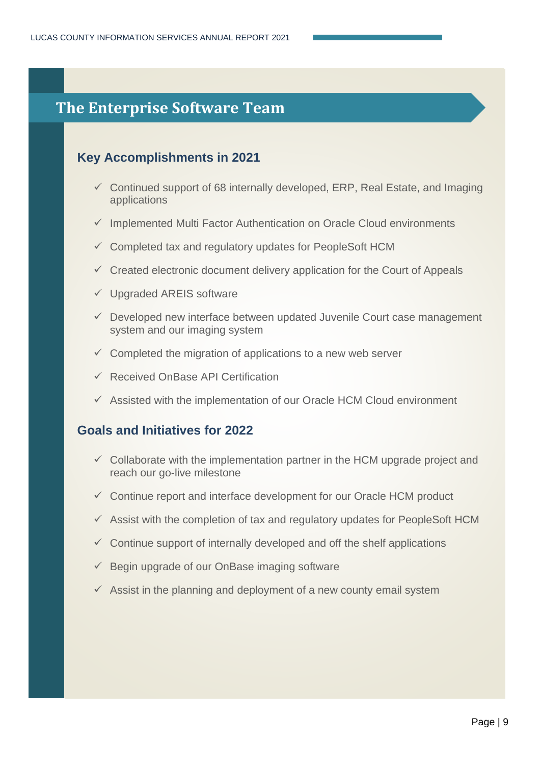# The Enterprise Software Team

## Key Accomplishments in 2021

- ✓ Continued support of 68 internally developed, ERP, Real Estate, and Imaging applications
- ✓ Implemented Multi Factor Authentication on Oracle Cloud environments
- ✓ Completed tax and regulatory updates for PeopleSoft HCM
- ✓ Created electronic document delivery application for the Court of Appeals
- ✓ Upgraded AREIS software
- ✓ Developed new interface between updated Juvenile Court case management system and our imaging system
- ✓ Completed the migration of applications to a new web server
- ✓ Received OnBase API Certification
- ✓ Assisted with the implementation of our Oracle HCM Cloud environment

## Goals and Initiatives for 2022

- ✓ Collaborate with the implementation partner in the HCM upgrade project and reach our go-live milestone
- ✓ Continue report and interface development for our Oracle HCM product
- ✓ Assist with the completion of tax and regulatory updates for PeopleSoft HCM
- ✓ Continue support of internally developed and off the shelf applications
- ✓ Begin upgrade of our OnBase imaging software
- ✓ Assist in the planning and deployment of a new county email system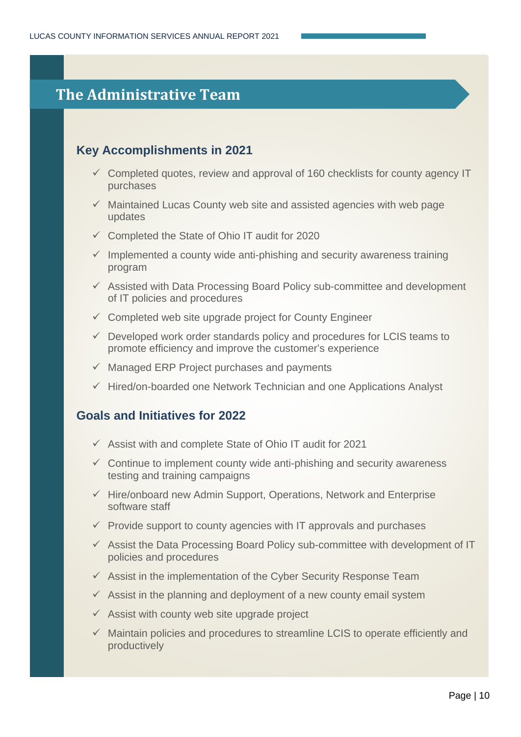# The Administrative Team

## Key Accomplishments in 2021

- ✓ Completed quotes, review and approval of 160 checklists for county agency IT purchases
- ✓ Maintained Lucas County web site and assisted agencies with web page updates
- ✓ Completed the State of Ohio IT audit for 2020
- ✓ Implemented a county wide anti-phishing and security awareness training program
- ✓ Assisted with Data Processing Board Policy sub-committee and development of IT policies and procedures
- ✓ Completed web site upgrade project for County Engineer
- ✓ Developed work order standards policy and procedures for LCIS teams to promote efficiency and improve the customer's experience
- ✓ Managed ERP Project purchases and payments
- ✓ Hired/on-boarded one Network Technician and one Applications Analyst

## Goals and Initiatives for 2022

- ✓ Assist with and complete State of Ohio IT audit for 2021
- ✓ Continue to implement county wide anti-phishing and security awareness testing and training campaigns
- ✓ Hire/onboard new Admin Support, Operations, Network and Enterprise software staff
- ✓ Provide support to county agencies with IT approvals and purchases
- ✓ Assist the Data Processing Board Policy sub-committee with development of IT policies and procedures
- ✓ Assist in the implementation of the Cyber Security Response Team
- ✓ Assist in the planning and deployment of a new county email system
- ✓ Assist with county web site upgrade project
- ✓ Maintain policies and procedures to streamline LCIS to operate efficiently and productively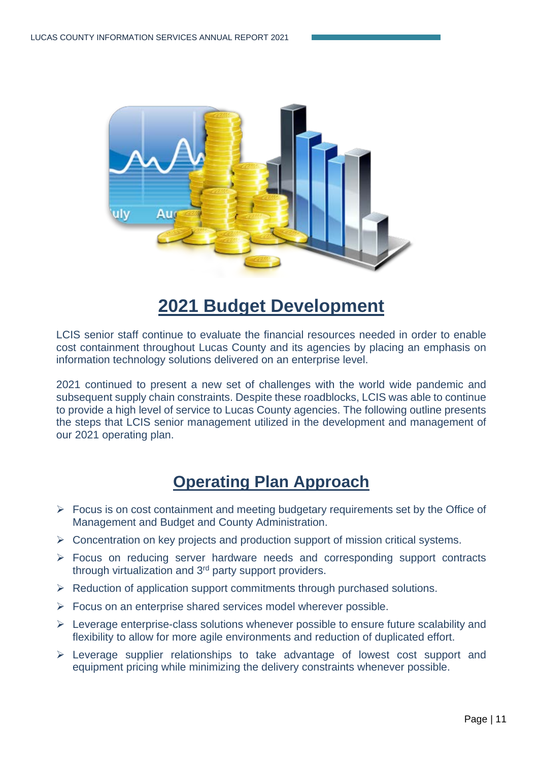## 2021 Budget Development

LCIS senior staff continue to evaluate the financial resources needed in order to enable cost containment throughout Lucas County and its agencies by placing an emphasis on information technology solutions delivered on an enterprise level.

2021 continued to present a new set of challenges with the world wide pandemic and subsequent supply chain constraints. Despite these roadblocks, LCIS was able to continue to provide a high level of service to Lucas County agencies. The following outline presents the steps that LCIS senior management utilized in the development and management of our 2021 operating plan.

## Operating Plan Approach

- Focus is on cost containment and meeting budgetary requirements set by the Office of Management and Budget and County Administration.
- Concentration on key projects and production support of mission critical systems.
- Focus on reducing server hardware needs and corresponding support contracts through virtualization and 3rd party support providers.
- Reduction of application support commitments through purchased solutions.
- Focus on an enterprise shared services model wherever possible.
- Leverage enterprise-class solutions whenever possible to ensure future scalability and flexibility to allow for more agile environments and reduction of duplicated effort.
- Leverage supplier relationships to take advantage of lowest cost support and equipment pricing while minimizing the delivery constraints whenever possible.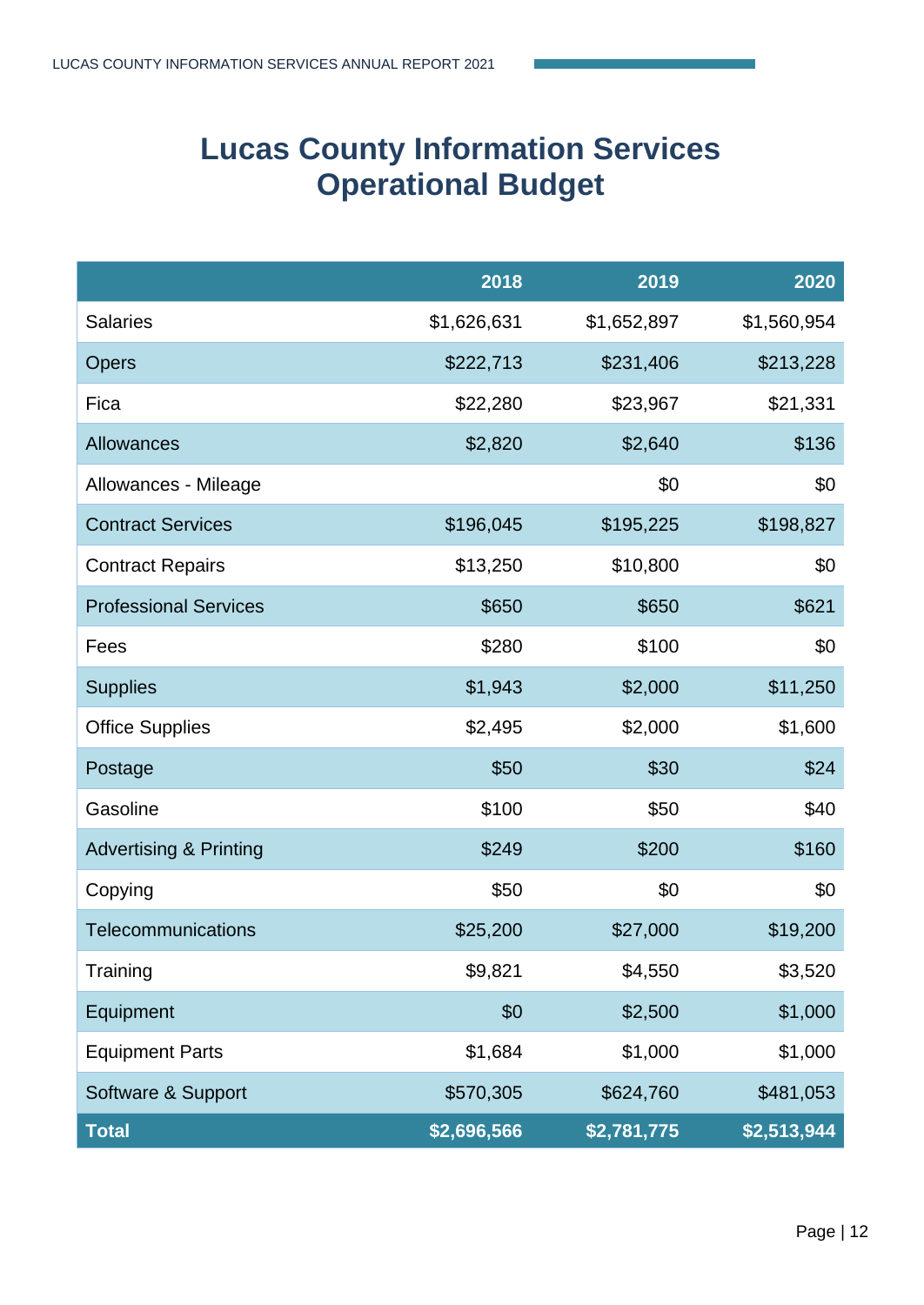# Lucas County Information Services Operational Budget

| | 2018 | 2019 | 2020 |
|---|---:|---:|---:|
| Salaries | $1,626,631 | $1,652,897 | $1,560,954 |
| Opers | $222,713 | $231,406 | $213,228 |
| Fica | $22,280 | $23,967 | $21,331 |
| Allowances | $2,820 | $2,640 | $136 |
| Allowances - Mileage | | $0 | $0 |
| Contract Services | $196,045 | $195,225 | $198,827 |
| Contract Repairs | $13,250 | $10,800 | $0 |
| Professional Services | $650 | $650 | $621 |
| Fees | $280 | $100 | $0 |
| Supplies | $1,943 | $2,000 | $11,250 |
| Office Supplies | $2,495 | $2,000 | $1,600 |
| Postage | $50 | $30 | $24 |
| Gasoline | $100 | $50 | $40 |
| Advertising & Printing | $249 | $200 | $160 |
| Copying | $50 | $0 | $0 |
| Telecommunications | $25,200 | $27,000 | $19,200 |
| Training | $9,821 | $4,550 | $3,520 |
| Equipment | $0 | $2,500 | $1,000 |
| Equipment Parts | $1,684 | $1,000 | $1,000 |
| Software & Support | $570,305 | $624,760 | $481,053 |
| **Total** | **$2,696,566** | **$2,781,775** | **$2,513,944** |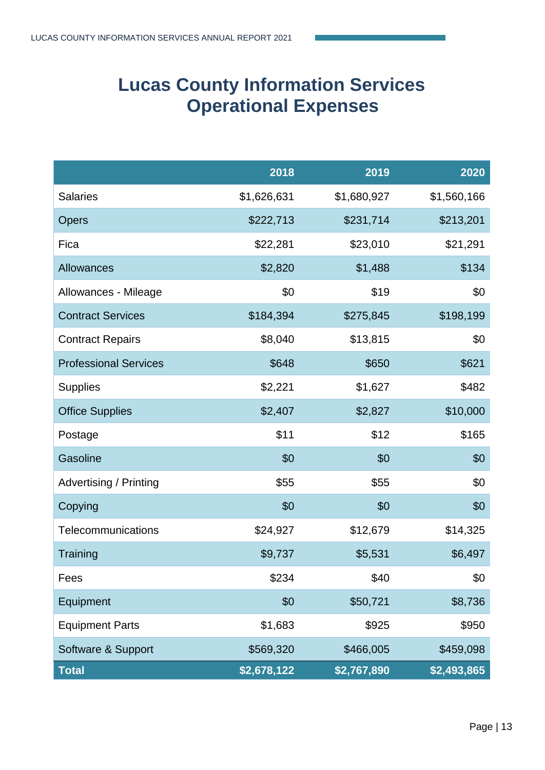# Lucas County Information Services Operational Expenses

| | 2018 | 2019 | 2020 |
|---|---:|---:|---:|
| Salaries | $1,626,631 | $1,680,927 | $1,560,166 |
| Opers | $222,713 | $231,714 | $213,201 |
| Fica | $22,281 | $23,010 | $21,291 |
| Allowances | $2,820 | $1,488 | $134 |
| Allowances - Mileage | $0 | $19 | $0 |
| Contract Services | $184,394 | $275,845 | $198,199 |
| Contract Repairs | $8,040 | $13,815 | $0 |
| Professional Services | $648 | $650 | $621 |
| Supplies | $2,221 | $1,627 | $482 |
| Office Supplies | $2,407 | $2,827 | $10,000 |
| Postage | $11 | $12 | $165 |
| Gasoline | $0 | $0 | $0 |
| Advertising / Printing | $55 | $55 | $0 |
| Copying | $0 | $0 | $0 |
| Telecommunications | $24,927 | $12,679 | $14,325 |
| Training | $9,737 | $5,531 | $6,497 |
| Fees | $234 | $40 | $0 |
| Equipment | $0 | $50,721 | $8,736 |
| Equipment Parts | $1,683 | $925 | $950 |
| Software & Support | $569,320 | $466,005 | $459,098 |
| **Total** | **$2,678,122** | **$2,767,890** | **$2,493,865** |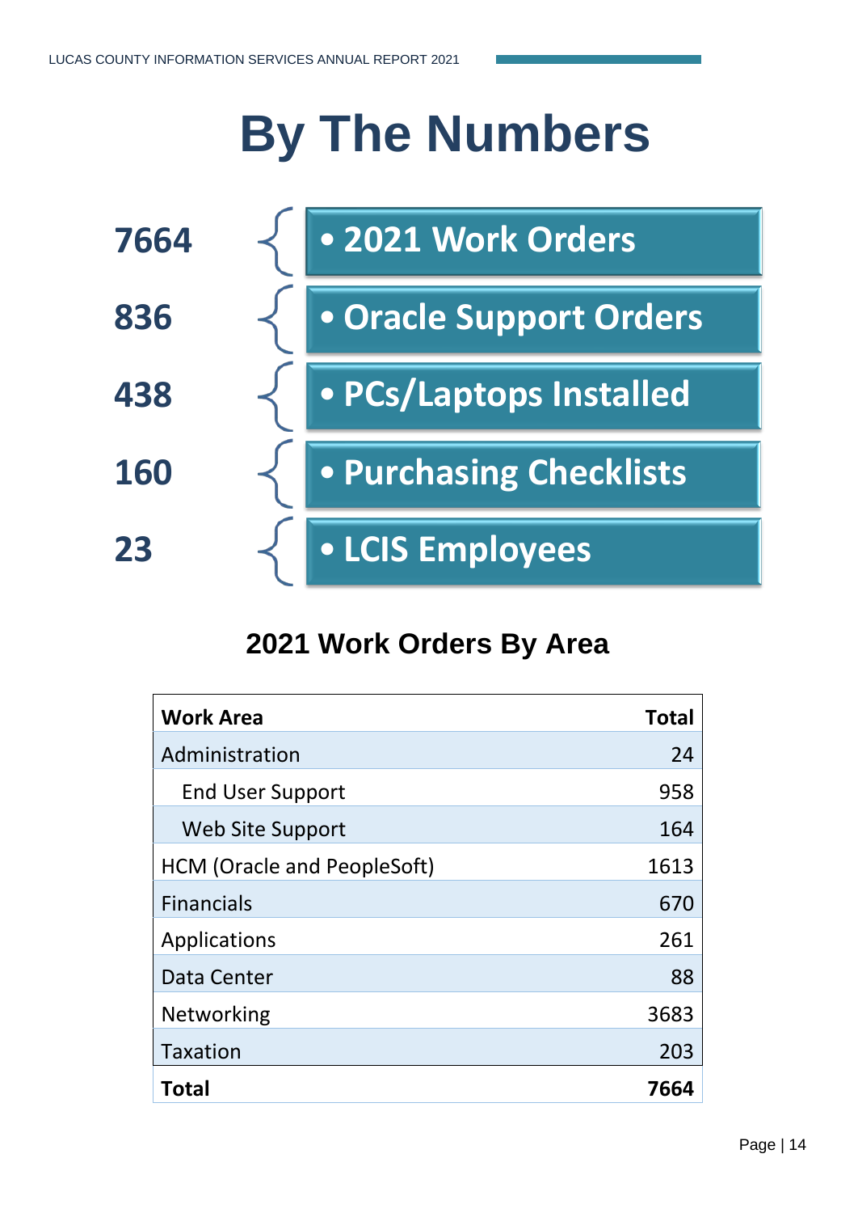# By The Numbers

| | |
|---|---|
| **7664** | • 2021 Work Orders |
| **836** | • Oracle Support Orders |
| **438** | • PCs/Laptops Installed |
| **160** | • Purchasing Checklists |
| **23** | • LCIS Employees |

## 2021 Work Orders By Area

| Work Area | Total |
|---|---:|
| Administration | 24 |
| End User Support | 958 |
| Web Site Support | 164 |
| HCM (Oracle and PeopleSoft) | 1613 |
| Financials | 670 |
| Applications | 261 |
| Data Center | 88 |
| Networking | 3683 |
| Taxation | 203 |
| **Total** | **7664** |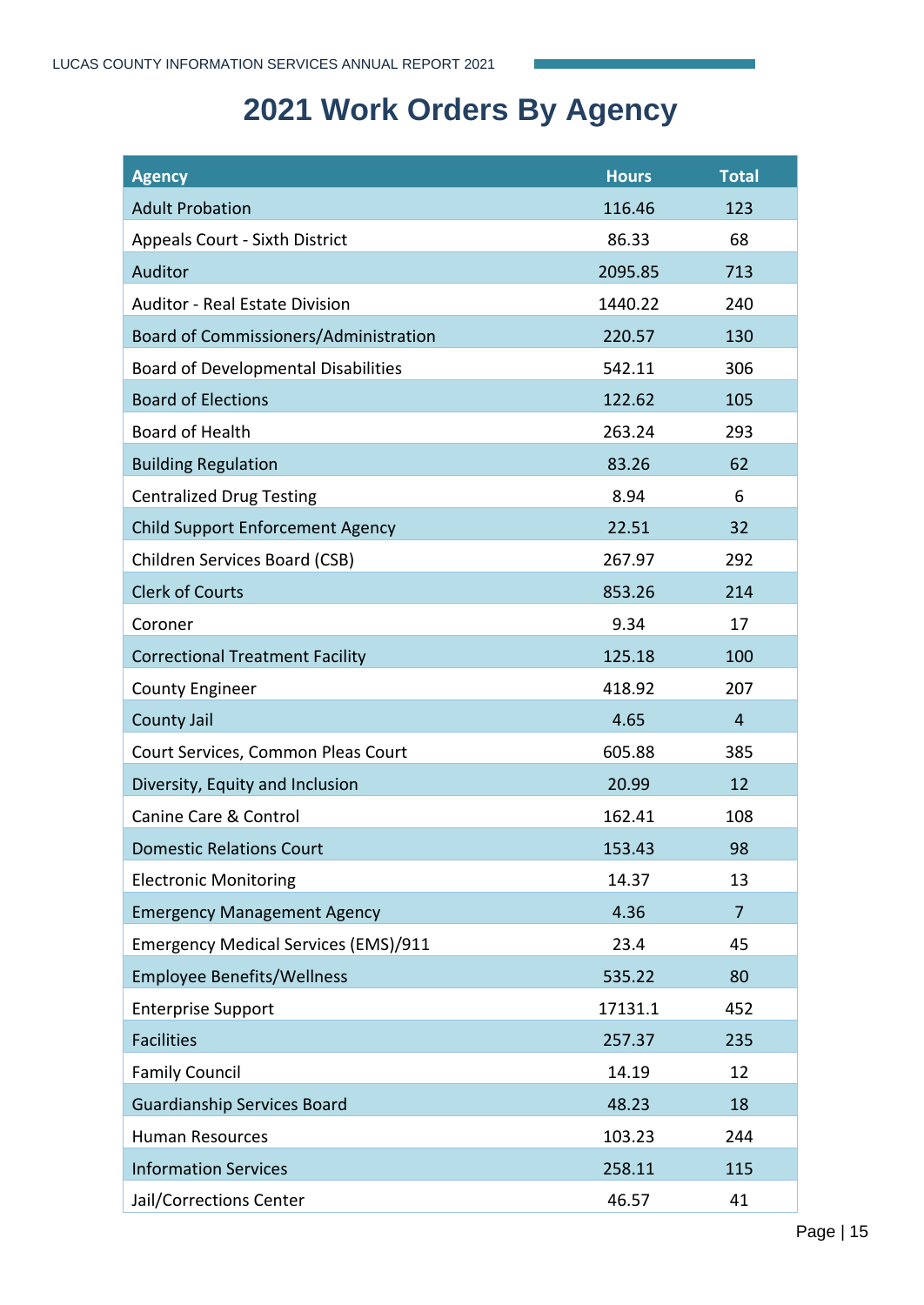# 2021 Work Orders By Agency

| Agency | Hours | Total |
|---|---|---|
| Adult Probation | 116.46 | 123 |
| Appeals Court - Sixth District | 86.33 | 68 |
| Auditor | 2095.85 | 713 |
| Auditor - Real Estate Division | 1440.22 | 240 |
| Board of Commissioners/Administration | 220.57 | 130 |
| Board of Developmental Disabilities | 542.11 | 306 |
| Board of Elections | 122.62 | 105 |
| Board of Health | 263.24 | 293 |
| Building Regulation | 83.26 | 62 |
| Centralized Drug Testing | 8.94 | 6 |
| Child Support Enforcement Agency | 22.51 | 32 |
| Children Services Board (CSB) | 267.97 | 292 |
| Clerk of Courts | 853.26 | 214 |
| Coroner | 9.34 | 17 |
| Correctional Treatment Facility | 125.18 | 100 |
| County Engineer | 418.92 | 207 |
| County Jail | 4.65 | 4 |
| Court Services, Common Pleas Court | 605.88 | 385 |
| Diversity, Equity and Inclusion | 20.99 | 12 |
| Canine Care & Control | 162.41 | 108 |
| Domestic Relations Court | 153.43 | 98 |
| Electronic Monitoring | 14.37 | 13 |
| Emergency Management Agency | 4.36 | 7 |
| Emergency Medical Services (EMS)/911 | 23.4 | 45 |
| Employee Benefits/Wellness | 535.22 | 80 |
| Enterprise Support | 17131.1 | 452 |
| Facilities | 257.37 | 235 |
| Family Council | 14.19 | 12 |
| Guardianship Services Board | 48.23 | 18 |
| Human Resources | 103.23 | 244 |
| Information Services | 258.11 | 115 |
| Jail/Corrections Center | 46.57 | 41 |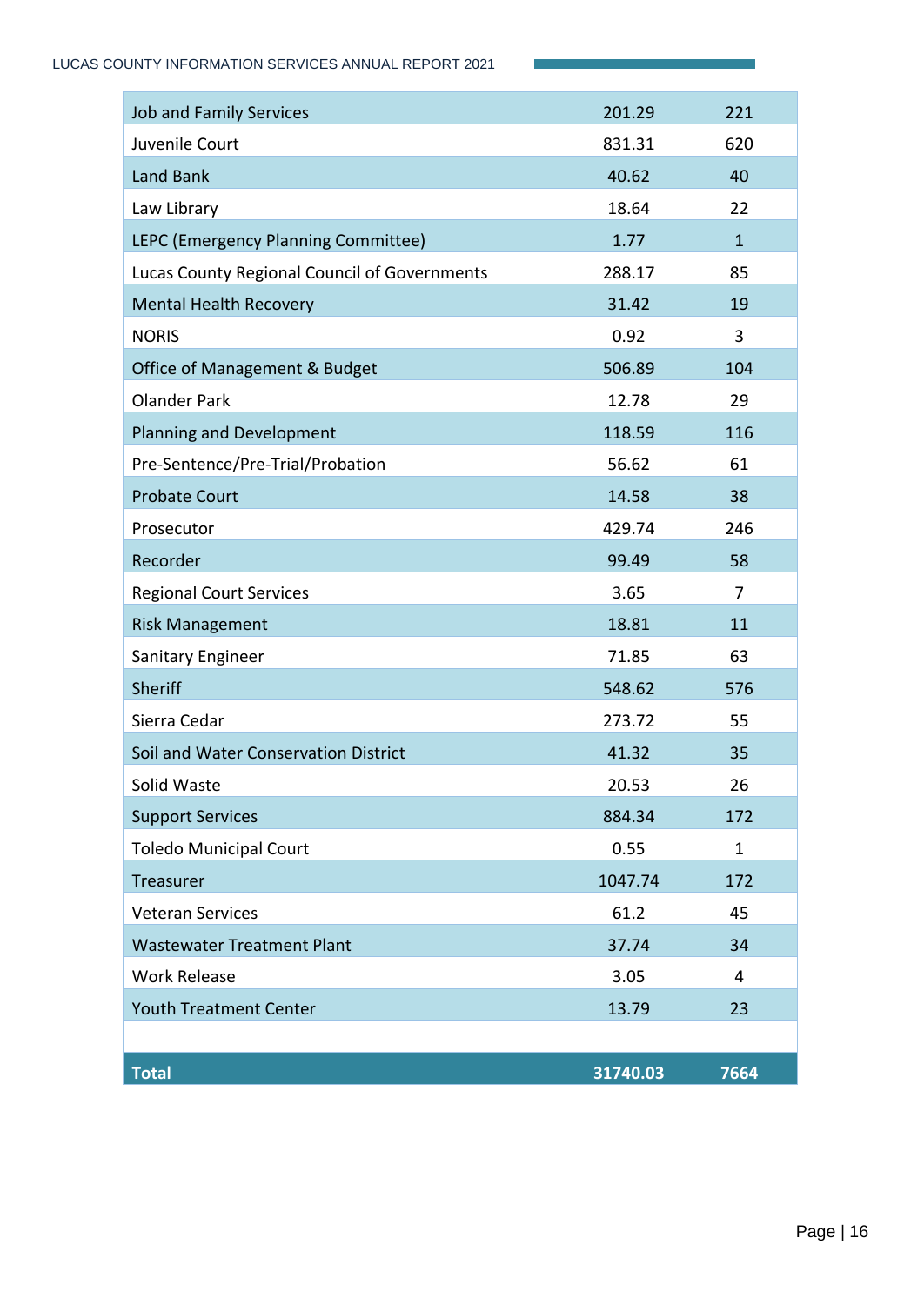| | | |
|---|---|---|
| Job and Family Services | 201.29 | 221 |
| Juvenile Court | 831.31 | 620 |
| Land Bank | 40.62 | 40 |
| Law Library | 18.64 | 22 |
| LEPC (Emergency Planning Committee) | 1.77 | 1 |
| Lucas County Regional Council of Governments | 288.17 | 85 |
| Mental Health Recovery | 31.42 | 19 |
| NORIS | 0.92 | 3 |
| Office of Management & Budget | 506.89 | 104 |
| Olander Park | 12.78 | 29 |
| Planning and Development | 118.59 | 116 |
| Pre-Sentence/Pre-Trial/Probation | 56.62 | 61 |
| Probate Court | 14.58 | 38 |
| Prosecutor | 429.74 | 246 |
| Recorder | 99.49 | 58 |
| Regional Court Services | 3.65 | 7 |
| Risk Management | 18.81 | 11 |
| Sanitary Engineer | 71.85 | 63 |
| Sheriff | 548.62 | 576 |
| Sierra Cedar | 273.72 | 55 |
| Soil and Water Conservation District | 41.32 | 35 |
| Solid Waste | 20.53 | 26 |
| Support Services | 884.34 | 172 |
| Toledo Municipal Court | 0.55 | 1 |
| Treasurer | 1047.74 | 172 |
| Veteran Services | 61.2 | 45 |
| Wastewater Treatment Plant | 37.74 | 34 |
| Work Release | 3.05 | 4 |
| Youth Treatment Center | 13.79 | 23 |
| | | |
| **Total** | **31740.03** | **7664** |